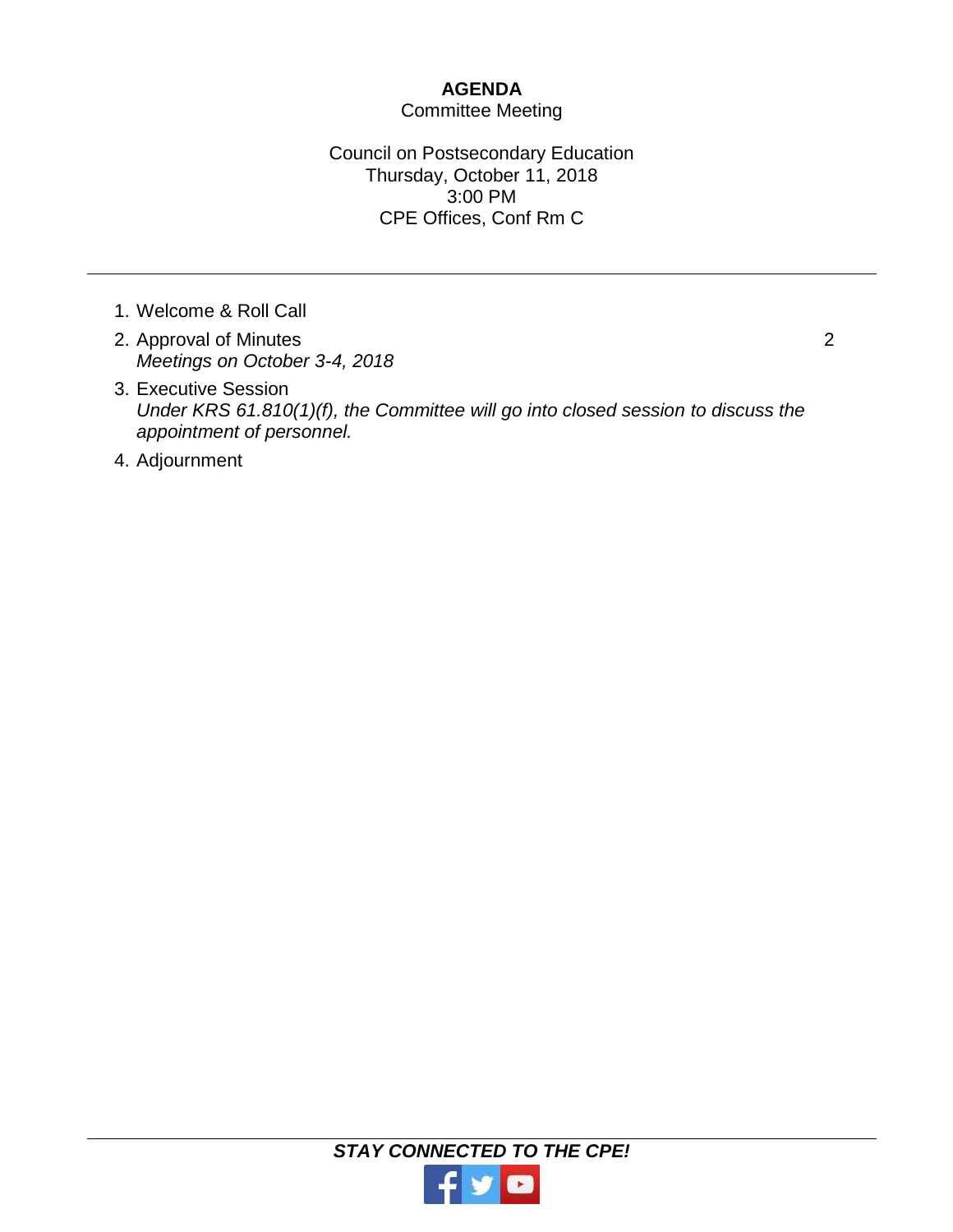# AGENDA

Committee Meeting

Council on Postsecondary Education
Thursday, October 11, 2018
3:00 PM
CPE Offices, Conf Rm C

---

1. Welcome & Roll Call
2. Approval of Minutes — 2
   *Meetings on October 3-4, 2018*
3. Executive Session
   *Under KRS 61.810(1)(f), the Committee will go into closed session to discuss the appointment of personnel.*
4. Adjournment

---

***STAY CONNECTED TO THE CPE!***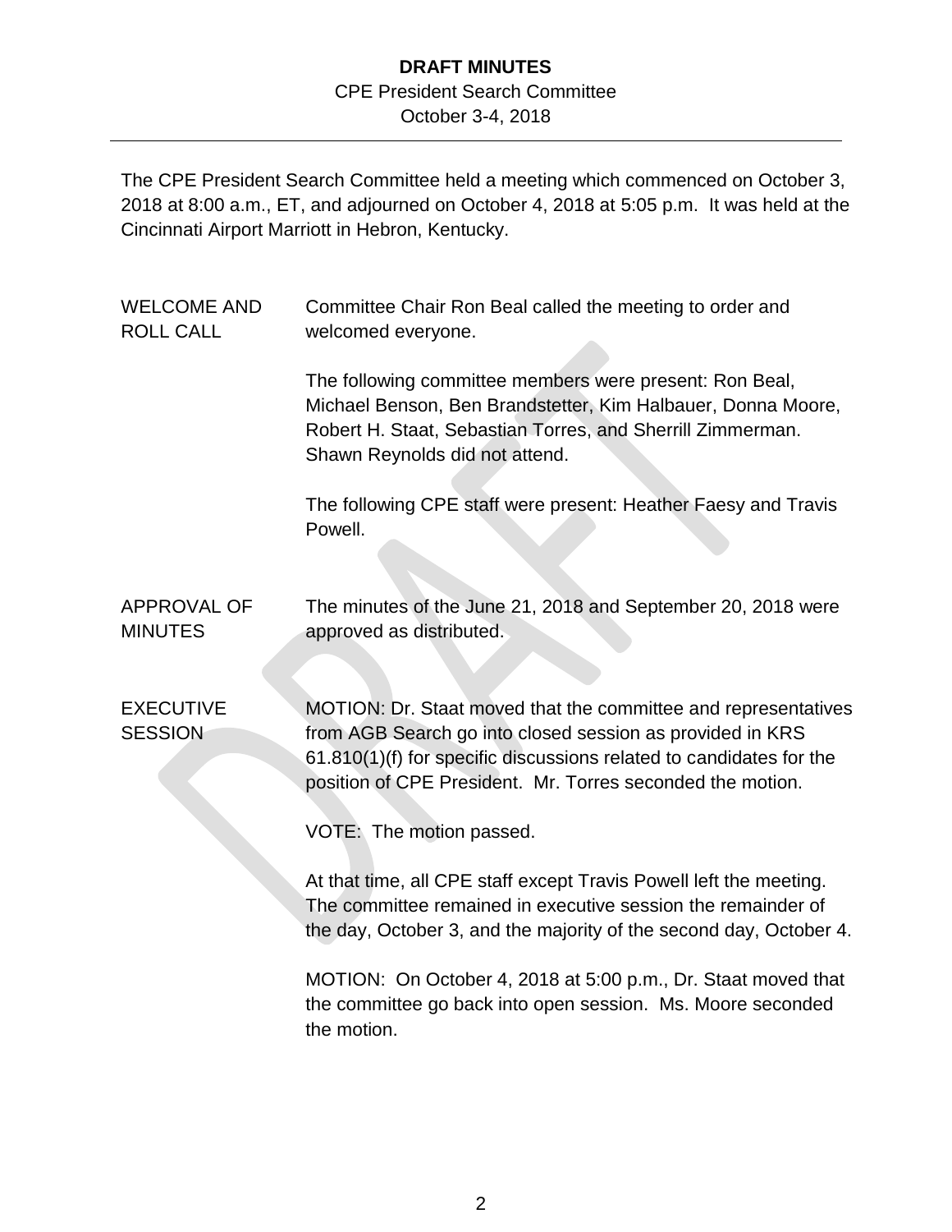# DRAFT MINUTES

CPE President Search Committee
October 3-4, 2018

---

The CPE President Search Committee held a meeting which commenced on October 3, 2018 at 8:00 a.m., ET, and adjourned on October 4, 2018 at 5:05 p.m. It was held at the Cincinnati Airport Marriott in Hebron, Kentucky.

**WELCOME AND ROLL CALL**

Committee Chair Ron Beal called the meeting to order and welcomed everyone.

The following committee members were present: Ron Beal, Michael Benson, Ben Brandstetter, Kim Halbauer, Donna Moore, Robert H. Staat, Sebastian Torres, and Sherrill Zimmerman. Shawn Reynolds did not attend.

The following CPE staff were present: Heather Faesy and Travis Powell.

**APPROVAL OF MINUTES**

The minutes of the June 21, 2018 and September 20, 2018 were approved as distributed.

**EXECUTIVE SESSION**

MOTION: Dr. Staat moved that the committee and representatives from AGB Search go into closed session as provided in KRS 61.810(1)(f) for specific discussions related to candidates for the position of CPE President. Mr. Torres seconded the motion.

VOTE: The motion passed.

At that time, all CPE staff except Travis Powell left the meeting. The committee remained in executive session the remainder of the day, October 3, and the majority of the second day, October 4.

MOTION: On October 4, 2018 at 5:00 p.m., Dr. Staat moved that the committee go back into open session. Ms. Moore seconded the motion.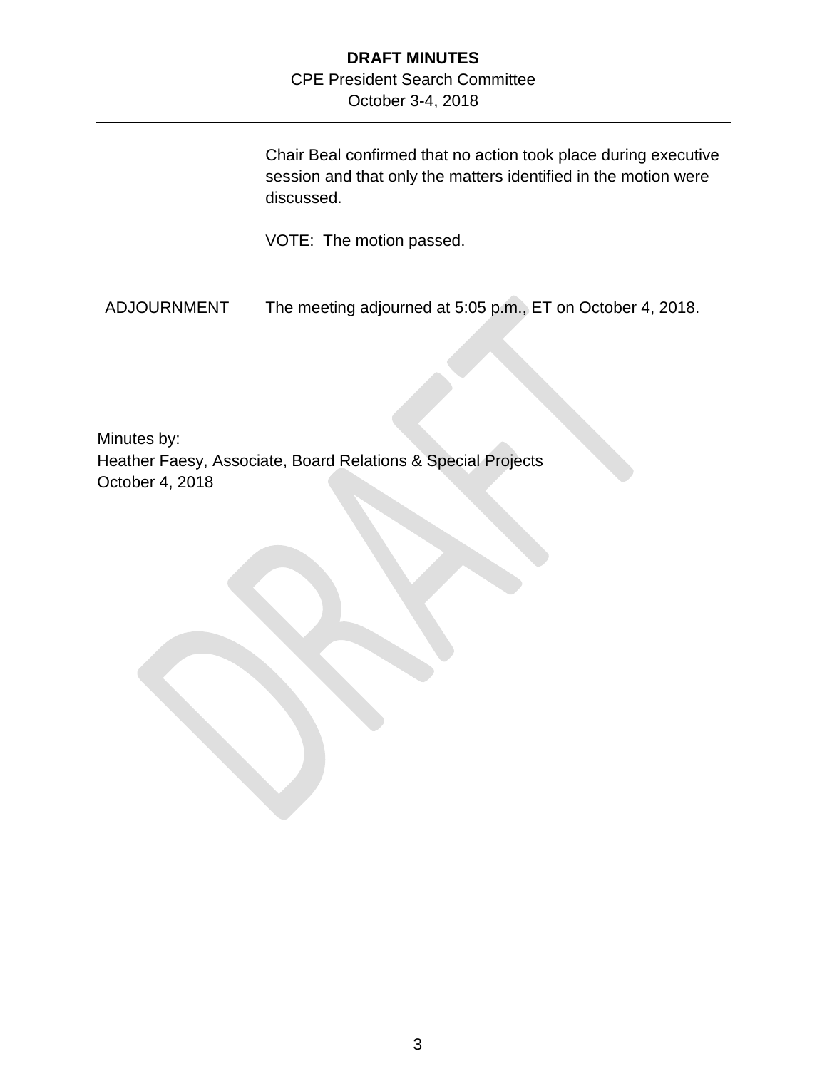Chair Beal confirmed that no action took place during executive session and that only the matters identified in the motion were discussed.

VOTE: The motion passed.

ADJOURNMENT The meeting adjourned at 5:05 p.m., ET on October 4, 2018.

Minutes by:
Heather Faesy, Associate, Board Relations & Special Projects
October 4, 2018